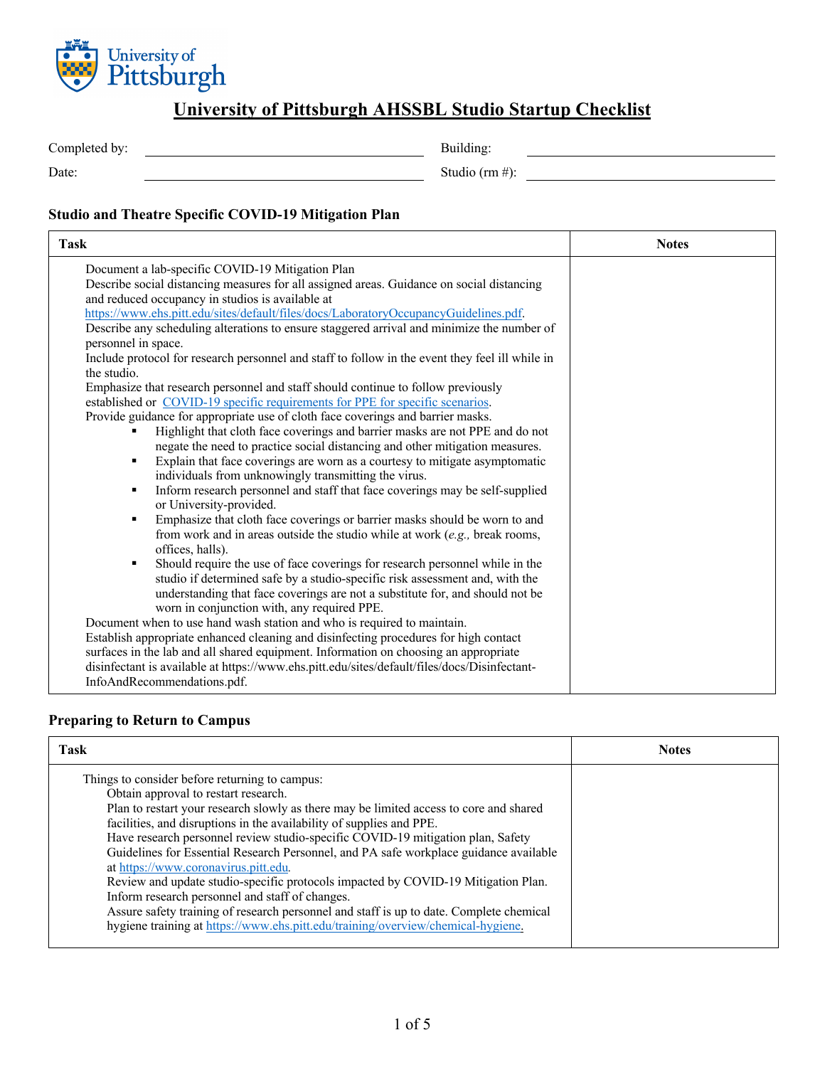# University of Pittsburgh AHSSBL Studio Startup Checklist

| Completed by: | | Building: | |
|---|---|---|---|
| Date: | | Studio (rm #): | |

## Studio and Theatre Specific COVID-19 Mitigation Plan

| Task | Notes |
|---|---|
| Document a lab-specific COVID-19 Mitigation Plan<br>Describe social distancing measures for all assigned areas. Guidance on social distancing and reduced occupancy in studios is available at https://www.ehs.pitt.edu/sites/default/files/docs/LaboratoryOccupancyGuidelines.pdf.<br>Describe any scheduling alterations to ensure staggered arrival and minimize the number of personnel in space.<br>Include protocol for research personnel and staff to follow in the event they feel ill while in the studio.<br>Emphasize that research personnel and staff should continue to follow previously established or COVID-19 specific requirements for PPE for specific scenarios.<br>Provide guidance for appropriate use of cloth face coverings and barrier masks.<br>▪ Highlight that cloth face coverings and barrier masks are not PPE and do not negate the need to practice social distancing and other mitigation measures.<br>▪ Explain that face coverings are worn as a courtesy to mitigate asymptomatic individuals from unknowingly transmitting the virus.<br>▪ Inform research personnel and staff that face coverings may be self-supplied or University-provided.<br>▪ Emphasize that cloth face coverings or barrier masks should be worn to and from work and in areas outside the studio while at work (*e.g.,* break rooms, offices, halls).<br>▪ Should require the use of face coverings for research personnel while in the studio if determined safe by a studio-specific risk assessment and, with the understanding that face coverings are not a substitute for, and should not be worn in conjunction with, any required PPE.<br>Document when to use hand wash station and who is required to maintain.<br>Establish appropriate enhanced cleaning and disinfecting procedures for high contact surfaces in the lab and all shared equipment. Information on choosing an appropriate disinfectant is available at https://www.ehs.pitt.edu/sites/default/files/docs/Disinfectant-InfoAndRecommendations.pdf. | |

## Preparing to Return to Campus

| Task | Notes |
|---|---|
| Things to consider before returning to campus:<br>Obtain approval to restart research.<br>Plan to restart your research slowly as there may be limited access to core and shared facilities, and disruptions in the availability of supplies and PPE.<br>Have research personnel review studio-specific COVID-19 mitigation plan, Safety Guidelines for Essential Research Personnel, and PA safe workplace guidance available at https://www.coronavirus.pitt.edu.<br>Review and update studio-specific protocols impacted by COVID-19 Mitigation Plan. Inform research personnel and staff of changes.<br>Assure safety training of research personnel and staff is up to date. Complete chemical hygiene training at https://www.ehs.pitt.edu/training/overview/chemical-hygiene. | |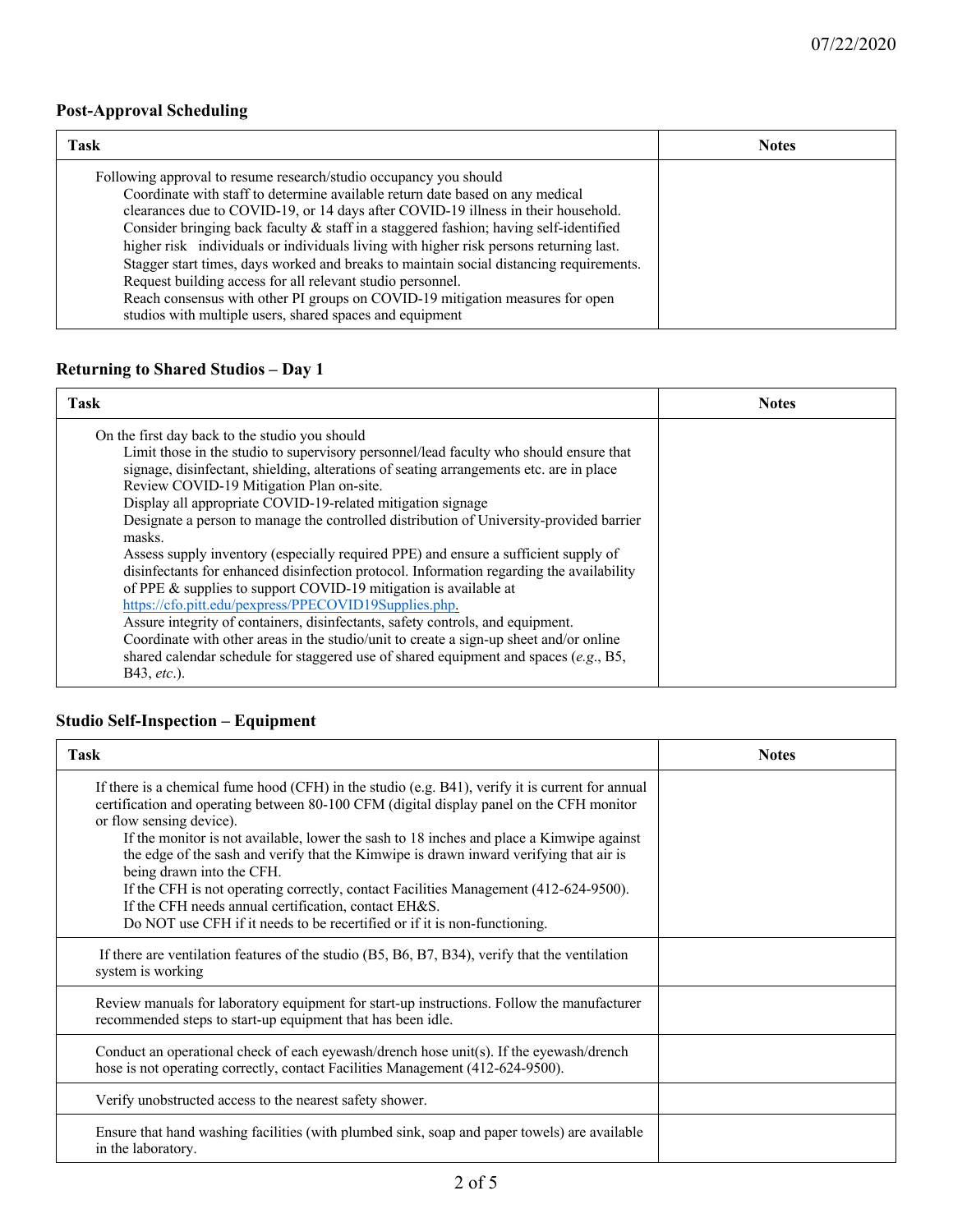### Post-Approval Scheduling

| Task | Notes |
|---|---|
| Following approval to resume research/studio occupancy you should<br>Coordinate with staff to determine available return date based on any medical clearances due to COVID-19, or 14 days after COVID-19 illness in their household.<br>Consider bringing back faculty & staff in a staggered fashion; having self-identified higher risk individuals or individuals living with higher risk persons returning last.<br>Stagger start times, days worked and breaks to maintain social distancing requirements.<br>Request building access for all relevant studio personnel.<br>Reach consensus with other PI groups on COVID-19 mitigation measures for open studios with multiple users, shared spaces and equipment | |

### Returning to Shared Studios – Day 1

| Task | Notes |
|---|---|
| On the first day back to the studio you should<br>Limit those in the studio to supervisory personnel/lead faculty who should ensure that signage, disinfectant, shielding, alterations of seating arrangements etc. are in place<br>Review COVID-19 Mitigation Plan on-site.<br>Display all appropriate COVID-19-related mitigation signage<br>Designate a person to manage the controlled distribution of University-provided barrier masks.<br>Assess supply inventory (especially required PPE) and ensure a sufficient supply of disinfectants for enhanced disinfection protocol. Information regarding the availability of PPE & supplies to support COVID-19 mitigation is available at https://cfo.pitt.edu/pexpress/PPECOVID19Supplies.php.<br>Assure integrity of containers, disinfectants, safety controls, and equipment.<br>Coordinate with other areas in the studio/unit to create a sign-up sheet and/or online shared calendar schedule for staggered use of shared equipment and spaces (*e.g*., B5, B43, *etc*.). | |

### Studio Self-Inspection – Equipment

| Task | Notes |
|---|---|
| If there is a chemical fume hood (CFH) in the studio (e.g. B41), verify it is current for annual certification and operating between 80-100 CFM (digital display panel on the CFH monitor or flow sensing device).<br>If the monitor is not available, lower the sash to 18 inches and place a Kimwipe against the edge of the sash and verify that the Kimwipe is drawn inward verifying that air is being drawn into the CFH.<br>If the CFH is not operating correctly, contact Facilities Management (412-624-9500).<br>If the CFH needs annual certification, contact EH&S.<br>Do NOT use CFH if it needs to be recertified or if it is non-functioning. | |
| If there are ventilation features of the studio (B5, B6, B7, B34), verify that the ventilation system is working | |
| Review manuals for laboratory equipment for start-up instructions. Follow the manufacturer recommended steps to start-up equipment that has been idle. | |
| Conduct an operational check of each eyewash/drench hose unit(s). If the eyewash/drench hose is not operating correctly, contact Facilities Management (412-624-9500). | |
| Verify unobstructed access to the nearest safety shower. | |
| Ensure that hand washing facilities (with plumbed sink, soap and paper towels) are available in the laboratory. | |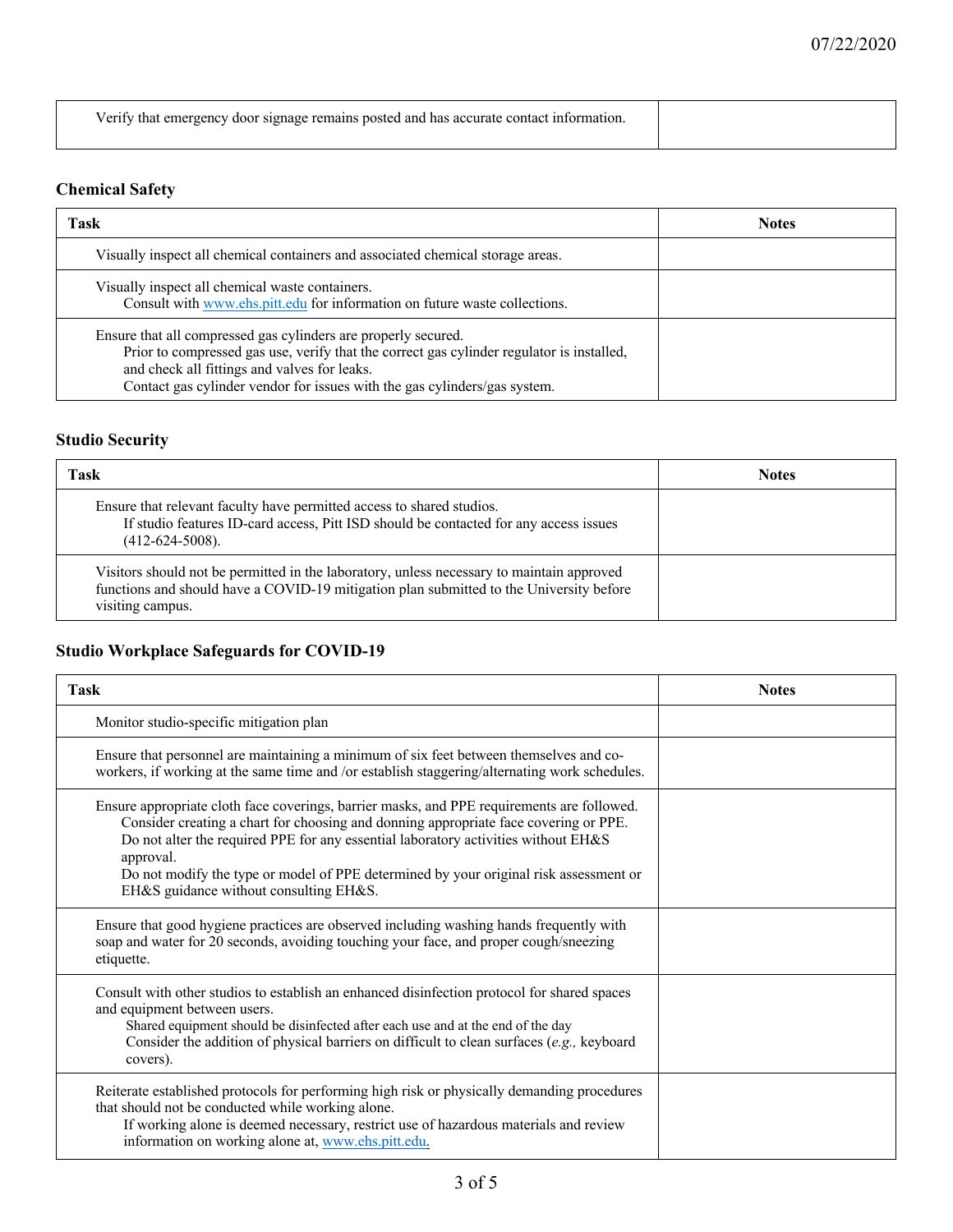| | |
|---|---|
| Verify that emergency door signage remains posted and has accurate contact information. | |

### Chemical Safety

| Task | Notes |
|---|---|
| Visually inspect all chemical containers and associated chemical storage areas. | |
| Visually inspect all chemical waste containers.<br>Consult with www.ehs.pitt.edu for information on future waste collections. | |
| Ensure that all compressed gas cylinders are properly secured.<br>Prior to compressed gas use, verify that the correct gas cylinder regulator is installed, and check all fittings and valves for leaks.<br>Contact gas cylinder vendor for issues with the gas cylinders/gas system. | |

### Studio Security

| Task | Notes |
|---|---|
| Ensure that relevant faculty have permitted access to shared studios.<br>If studio features ID-card access, Pitt ISD should be contacted for any access issues (412-624-5008). | |
| Visitors should not be permitted in the laboratory, unless necessary to maintain approved functions and should have a COVID-19 mitigation plan submitted to the University before visiting campus. | |

### Studio Workplace Safeguards for COVID-19

| Task | Notes |
|---|---|
| Monitor studio-specific mitigation plan | |
| Ensure that personnel are maintaining a minimum of six feet between themselves and co-workers, if working at the same time and /or establish staggering/alternating work schedules. | |
| Ensure appropriate cloth face coverings, barrier masks, and PPE requirements are followed.<br>Consider creating a chart for choosing and donning appropriate face covering or PPE.<br>Do not alter the required PPE for any essential laboratory activities without EH&S approval.<br>Do not modify the type or model of PPE determined by your original risk assessment or EH&S guidance without consulting EH&S. | |
| Ensure that good hygiene practices are observed including washing hands frequently with soap and water for 20 seconds, avoiding touching your face, and proper cough/sneezing etiquette. | |
| Consult with other studios to establish an enhanced disinfection protocol for shared spaces and equipment between users.<br>Shared equipment should be disinfected after each use and at the end of the day<br>Consider the addition of physical barriers on difficult to clean surfaces (*e.g.,* keyboard covers). | |
| Reiterate established protocols for performing high risk or physically demanding procedures that should not be conducted while working alone.<br>If working alone is deemed necessary, restrict use of hazardous materials and review information on working alone at, www.ehs.pitt.edu. | |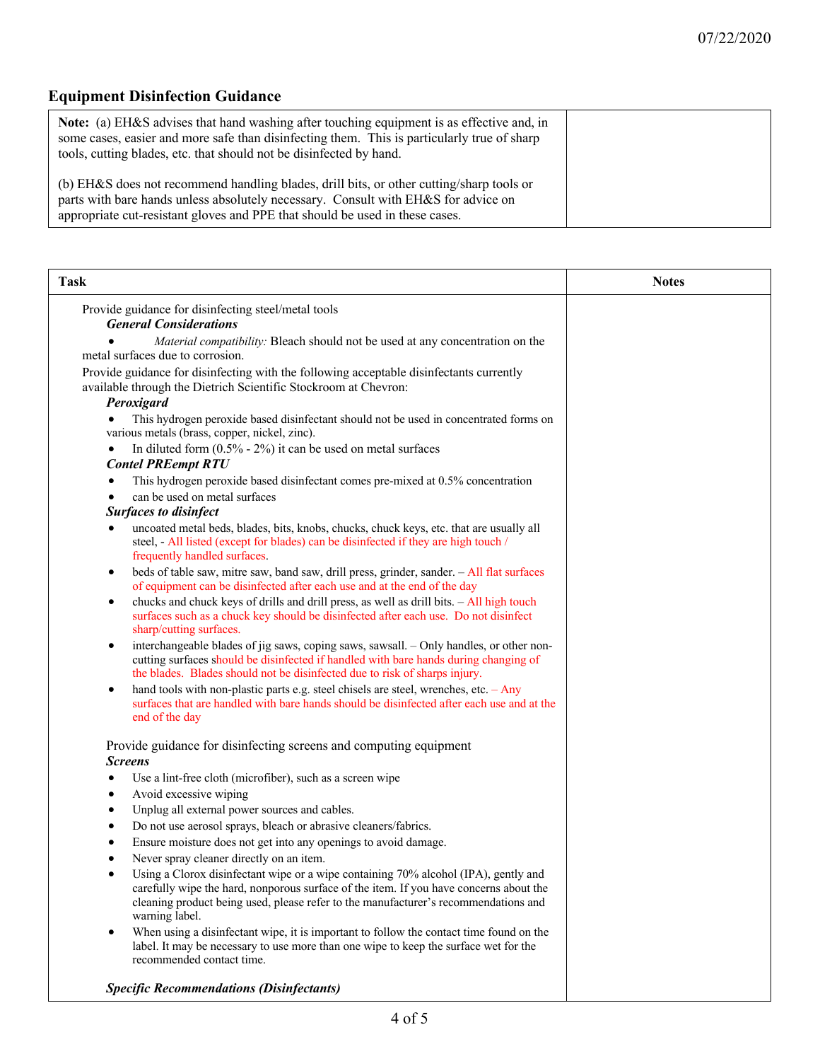## Equipment Disinfection Guidance

| **Note:** (a) EH&S advises that hand washing after touching equipment is as effective and, in some cases, easier and more safe than disinfecting them. This is particularly true of sharp tools, cutting blades, etc. that should not be disinfected by hand.<br><br>(b) EH&S does not recommend handling blades, drill bits, or other cutting/sharp tools or parts with bare hands unless absolutely necessary. Consult with EH&S for advice on appropriate cut-resistant gloves and PPE that should be used in these cases. | |
|---|---|

| Task | Notes |
|---|---|
| Provide guidance for disinfecting steel/metal tools<br>***General Considerations***<br>• *Material compatibility:* Bleach should not be used at any concentration on the metal surfaces due to corrosion.<br>Provide guidance for disinfecting with the following acceptable disinfectants currently available through the Dietrich Scientific Stockroom at Chevron:<br>***Peroxigard***<br>• This hydrogen peroxide based disinfectant should not be used in concentrated forms on various metals (brass, copper, nickel, zinc).<br>• In diluted form (0.5% - 2%) it can be used on metal surfaces<br>***Contel PREempt RTU***<br>• This hydrogen peroxide based disinfectant comes pre-mixed at 0.5% concentration<br>• can be used on metal surfaces<br>***Surfaces to disinfect***<br>• uncoated metal beds, blades, bits, knobs, chucks, chuck keys, etc. that are usually all steel, - All listed (except for blades) can be disinfected if they are high touch / frequently handled surfaces.<br>• beds of table saw, mitre saw, band saw, drill press, grinder, sander. – All flat surfaces of equipment can be disinfected after each use and at the end of the day<br>• chucks and chuck keys of drills and drill press, as well as drill bits. – All high touch surfaces such as a chuck key should be disinfected after each use. Do not disinfect sharp/cutting surfaces.<br>• interchangeable blades of jig saws, coping saws, sawsall. – Only handles, or other non-cutting surfaces should be disinfected if handled with bare hands during changing of the blades. Blades should not be disinfected due to risk of sharps injury.<br>• hand tools with non-plastic parts e.g. steel chisels are steel, wrenches, etc. – Any surfaces that are handled with bare hands should be disinfected after each use and at the end of the day<br><br>Provide guidance for disinfecting screens and computing equipment<br>***Screens***<br>• Use a lint-free cloth (microfiber), such as a screen wipe<br>• Avoid excessive wiping<br>• Unplug all external power sources and cables.<br>• Do not use aerosol sprays, bleach or abrasive cleaners/fabrics.<br>• Ensure moisture does not get into any openings to avoid damage.<br>• Never spray cleaner directly on an item.<br>• Using a Clorox disinfectant wipe or a wipe containing 70% alcohol (IPA), gently and carefully wipe the hard, nonporous surface of the item. If you have concerns about the cleaning product being used, please refer to the manufacturer's recommendations and warning label.<br>• When using a disinfectant wipe, it is important to follow the contact time found on the label. It may be necessary to use more than one wipe to keep the surface wet for the recommended contact time.<br><br>***Specific Recommendations (Disinfectants)*** | |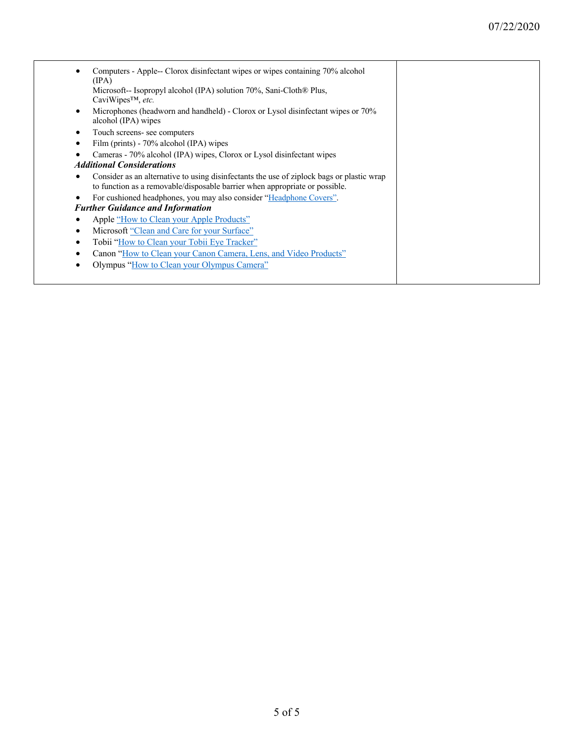| | |
|---|---|
| • Computers - Apple-- Clorox disinfectant wipes or wipes containing 70% alcohol (IPA)<br>Microsoft-- Isopropyl alcohol (IPA) solution 70%, Sani-Cloth® Plus, CaviWipes™, *etc.*<br>• Microphones (headworn and handheld) - Clorox or Lysol disinfectant wipes or 70% alcohol (IPA) wipes<br>• Touch screens- see computers<br>• Film (prints) - 70% alcohol (IPA) wipes<br>• Cameras - 70% alcohol (IPA) wipes, Clorox or Lysol disinfectant wipes<br>***Additional Considerations***<br>• Consider as an alternative to using disinfectants the use of ziplock bags or plastic wrap to function as a removable/disposable barrier when appropriate or possible.<br>• For cushioned headphones, you may also consider "Headphone Covers".<br>***Further Guidance and Information***<br>• Apple "How to Clean your Apple Products"<br>• Microsoft "Clean and Care for your Surface"<br>• Tobii "How to Clean your Tobii Eye Tracker"<br>• Canon "How to Clean your Canon Camera, Lens, and Video Products"<br>• Olympus "How to Clean your Olympus Camera" | |